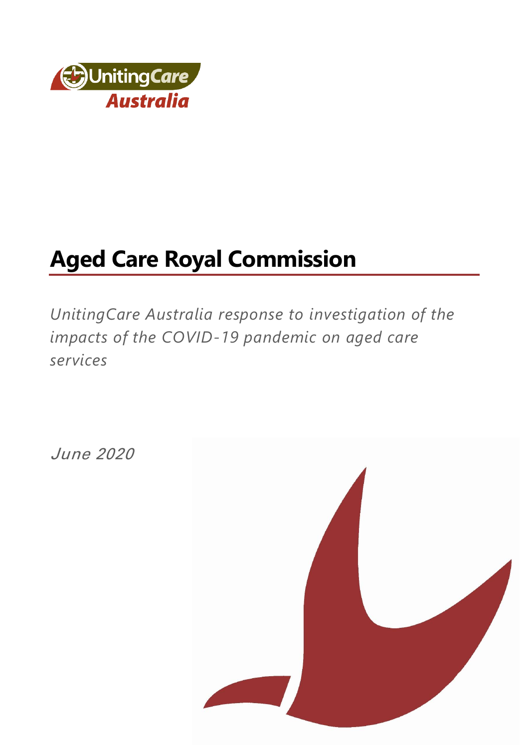UnitingCare Australia

# Aged Care Royal Commission

*UnitingCare Australia response to investigation of the impacts of the COVID-19 pandemic on aged care services*

*June 2020*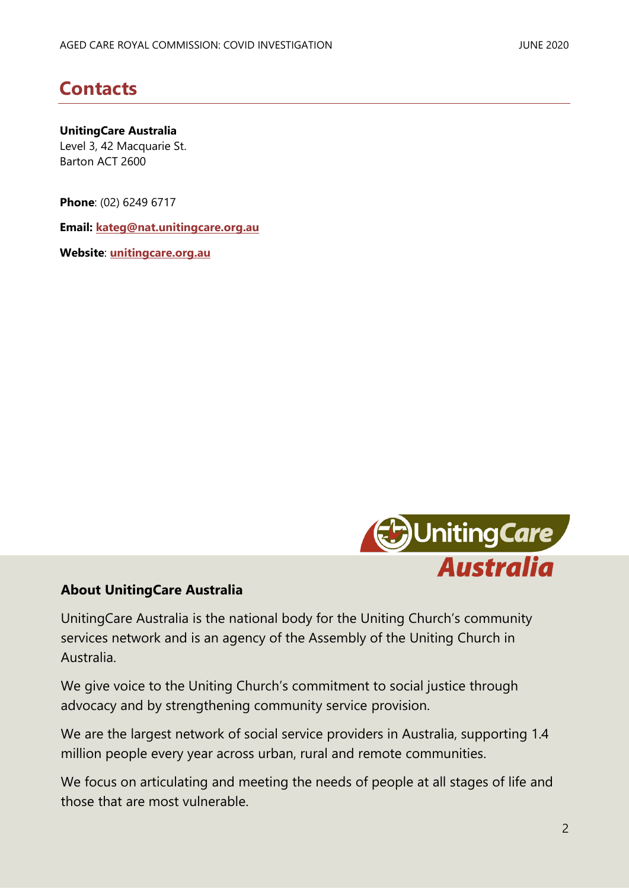## Contacts

**UnitingCare Australia**
Level 3, 42 Macquarie St.
Barton ACT 2600

**Phone**: (02) 6249 6717

**Email:** **kateg@nat.unitingcare.org.au**

**Website**: **unitingcare.org.au**

### About UnitingCare Australia

UnitingCare Australia is the national body for the Uniting Church's community services network and is an agency of the Assembly of the Uniting Church in Australia.

We give voice to the Uniting Church's commitment to social justice through advocacy and by strengthening community service provision.

We are the largest network of social service providers in Australia, supporting 1.4 million people every year across urban, rural and remote communities.

We focus on articulating and meeting the needs of people at all stages of life and those that are most vulnerable.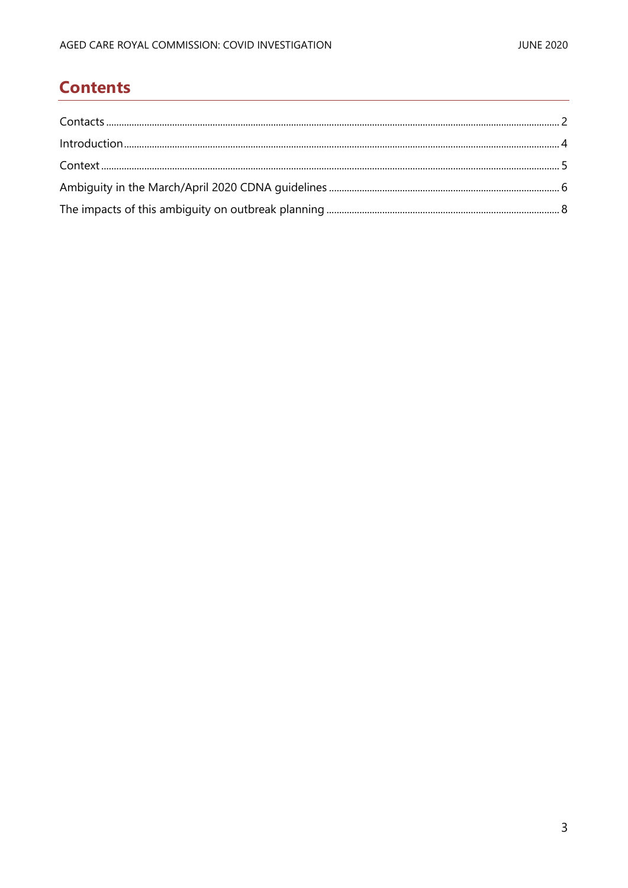## Contents

Contacts ..... 2

Introduction ..... 4

Context ..... 5

Ambiguity in the March/April 2020 CDNA guidelines ..... 6

The impacts of this ambiguity on outbreak planning ..... 8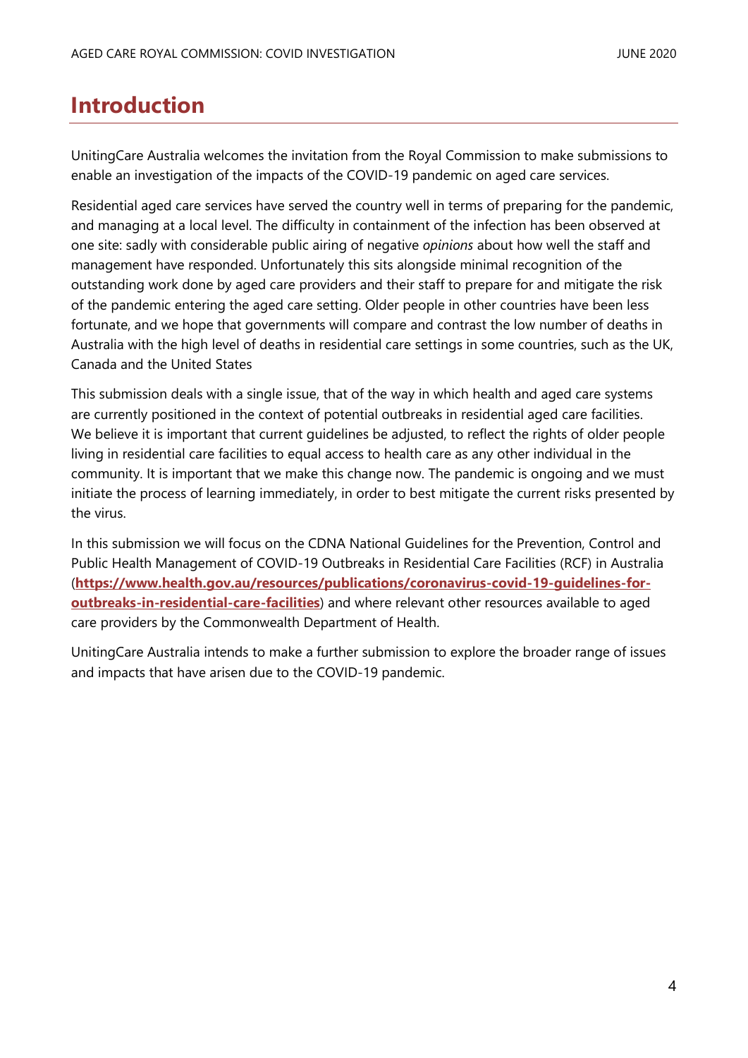# Introduction

UnitingCare Australia welcomes the invitation from the Royal Commission to make submissions to enable an investigation of the impacts of the COVID-19 pandemic on aged care services.

Residential aged care services have served the country well in terms of preparing for the pandemic, and managing at a local level. The difficulty in containment of the infection has been observed at one site: sadly with considerable public airing of negative *opinions* about how well the staff and management have responded. Unfortunately this sits alongside minimal recognition of the outstanding work done by aged care providers and their staff to prepare for and mitigate the risk of the pandemic entering the aged care setting. Older people in other countries have been less fortunate, and we hope that governments will compare and contrast the low number of deaths in Australia with the high level of deaths in residential care settings in some countries, such as the UK, Canada and the United States

This submission deals with a single issue, that of the way in which health and aged care systems are currently positioned in the context of potential outbreaks in residential aged care facilities. We believe it is important that current guidelines be adjusted, to reflect the rights of older people living in residential care facilities to equal access to health care as any other individual in the community. It is important that we make this change now. The pandemic is ongoing and we must initiate the process of learning immediately, in order to best mitigate the current risks presented by the virus.

In this submission we will focus on the CDNA National Guidelines for the Prevention, Control and Public Health Management of COVID-19 Outbreaks in Residential Care Facilities (RCF) in Australia (**https://www.health.gov.au/resources/publications/coronavirus-covid-19-guidelines-for-outbreaks-in-residential-care-facilities**) and where relevant other resources available to aged care providers by the Commonwealth Department of Health.

UnitingCare Australia intends to make a further submission to explore the broader range of issues and impacts that have arisen due to the COVID-19 pandemic.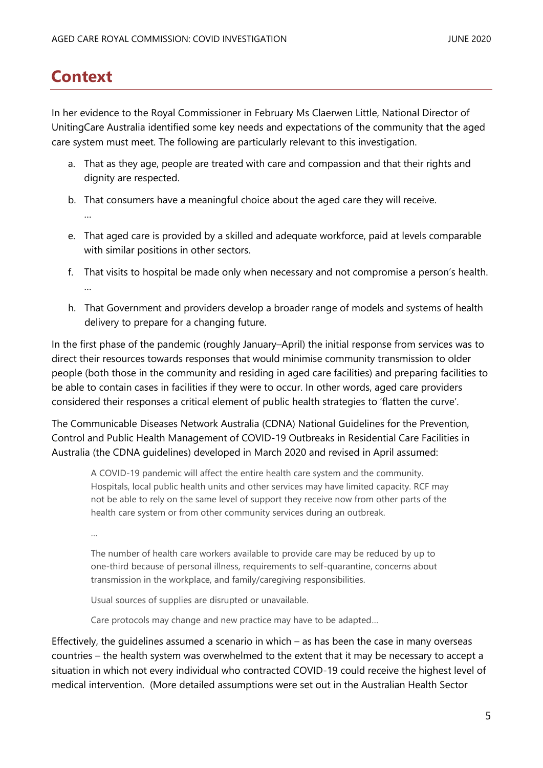## Context

In her evidence to the Royal Commissioner in February Ms Claerwen Little, National Director of UnitingCare Australia identified some key needs and expectations of the community that the aged care system must meet. The following are particularly relevant to this investigation.

a. That as they age, people are treated with care and compassion and that their rights and dignity are respected.

b. That consumers have a meaningful choice about the aged care they will receive.

…

e. That aged care is provided by a skilled and adequate workforce, paid at levels comparable with similar positions in other sectors.

f. That visits to hospital be made only when necessary and not compromise a person's health.

…

h. That Government and providers develop a broader range of models and systems of health delivery to prepare for a changing future.

In the first phase of the pandemic (roughly January–April) the initial response from services was to direct their resources towards responses that would minimise community transmission to older people (both those in the community and residing in aged care facilities) and preparing facilities to be able to contain cases in facilities if they were to occur. In other words, aged care providers considered their responses a critical element of public health strategies to 'flatten the curve'.

The Communicable Diseases Network Australia (CDNA) National Guidelines for the Prevention, Control and Public Health Management of COVID-19 Outbreaks in Residential Care Facilities in Australia (the CDNA guidelines) developed in March 2020 and revised in April assumed:

> A COVID-19 pandemic will affect the entire health care system and the community. Hospitals, local public health units and other services may have limited capacity. RCF may not be able to rely on the same level of support they receive now from other parts of the health care system or from other community services during an outbreak.
>
> …
>
> The number of health care workers available to provide care may be reduced by up to one-third because of personal illness, requirements to self-quarantine, concerns about transmission in the workplace, and family/caregiving responsibilities.
>
> Usual sources of supplies are disrupted or unavailable.
>
> Care protocols may change and new practice may have to be adapted…

Effectively, the guidelines assumed a scenario in which – as has been the case in many overseas countries – the health system was overwhelmed to the extent that it may be necessary to accept a situation in which not every individual who contracted COVID-19 could receive the highest level of medical intervention. (More detailed assumptions were set out in the Australian Health Sector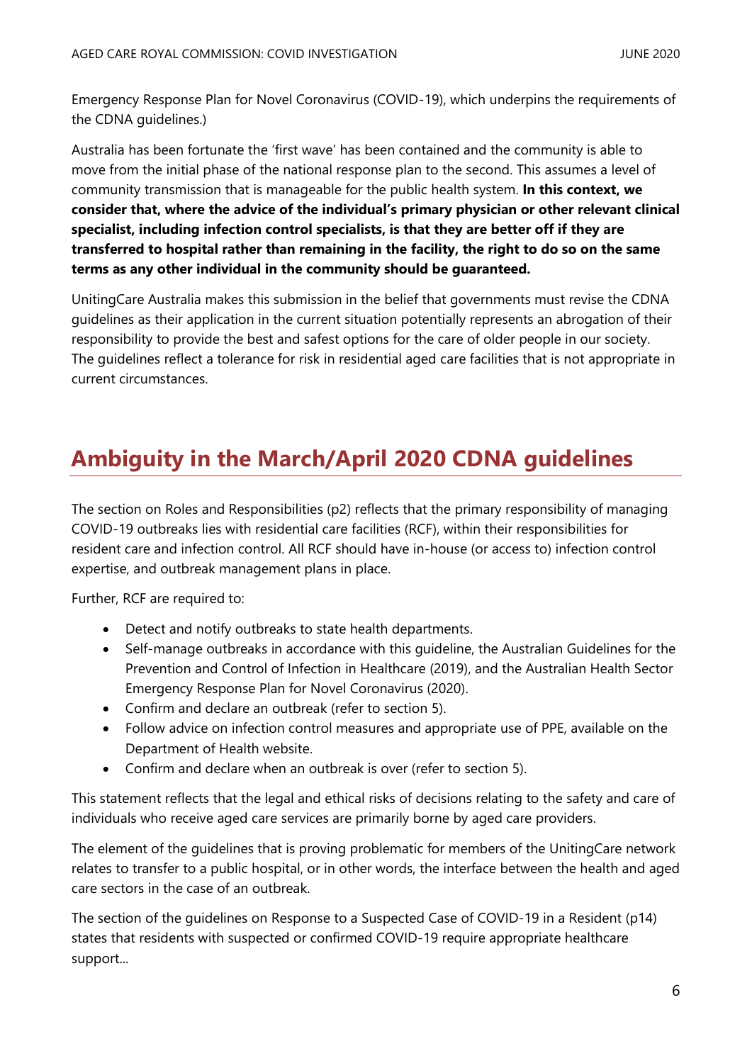Emergency Response Plan for Novel Coronavirus (COVID-19), which underpins the requirements of the CDNA guidelines.)

Australia has been fortunate the 'first wave' has been contained and the community is able to move from the initial phase of the national response plan to the second. This assumes a level of community transmission that is manageable for the public health system. **In this context, we consider that, where the advice of the individual's primary physician or other relevant clinical specialist, including infection control specialists, is that they are better off if they are transferred to hospital rather than remaining in the facility, the right to do so on the same terms as any other individual in the community should be guaranteed.**

UnitingCare Australia makes this submission in the belief that governments must revise the CDNA guidelines as their application in the current situation potentially represents an abrogation of their responsibility to provide the best and safest options for the care of older people in our society. The guidelines reflect a tolerance for risk in residential aged care facilities that is not appropriate in current circumstances.

## Ambiguity in the March/April 2020 CDNA guidelines

The section on Roles and Responsibilities (p2) reflects that the primary responsibility of managing COVID-19 outbreaks lies with residential care facilities (RCF), within their responsibilities for resident care and infection control. All RCF should have in-house (or access to) infection control expertise, and outbreak management plans in place.

Further, RCF are required to:

- Detect and notify outbreaks to state health departments.
- Self-manage outbreaks in accordance with this guideline, the Australian Guidelines for the Prevention and Control of Infection in Healthcare (2019), and the Australian Health Sector Emergency Response Plan for Novel Coronavirus (2020).
- Confirm and declare an outbreak (refer to section 5).
- Follow advice on infection control measures and appropriate use of PPE, available on the Department of Health website.
- Confirm and declare when an outbreak is over (refer to section 5).

This statement reflects that the legal and ethical risks of decisions relating to the safety and care of individuals who receive aged care services are primarily borne by aged care providers.

The element of the guidelines that is proving problematic for members of the UnitingCare network relates to transfer to a public hospital, or in other words, the interface between the health and aged care sectors in the case of an outbreak.

The section of the guidelines on Response to a Suspected Case of COVID-19 in a Resident (p14) states that residents with suspected or confirmed COVID-19 require appropriate healthcare support...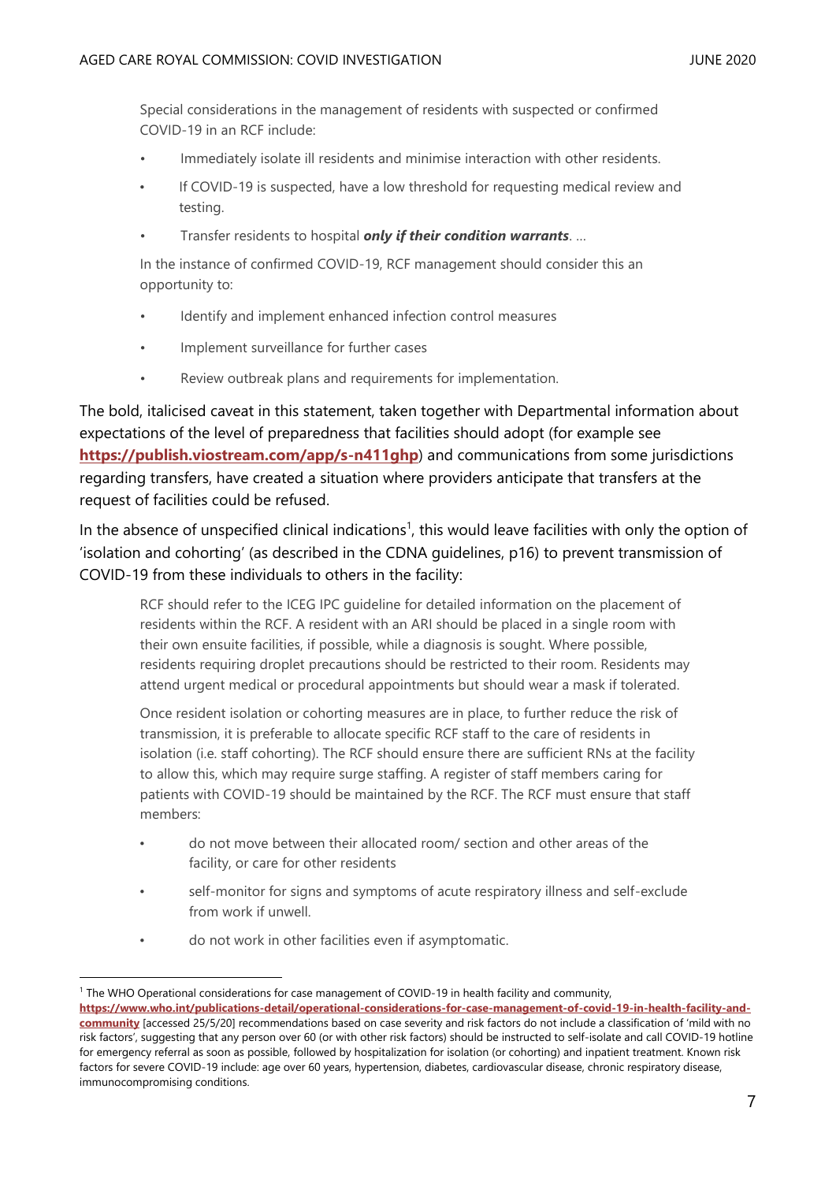> Special considerations in the management of residents with suspected or confirmed COVID-19 in an RCF include:
>
> - Immediately isolate ill residents and minimise interaction with other residents.
> - If COVID-19 is suspected, have a low threshold for requesting medical review and testing.
> - Transfer residents to hospital ***only if their condition warrants***. …
>
> In the instance of confirmed COVID-19, RCF management should consider this an opportunity to:
>
> - Identify and implement enhanced infection control measures
> - Implement surveillance for further cases
> - Review outbreak plans and requirements for implementation.

The bold, italicised caveat in this statement, taken together with Departmental information about expectations of the level of preparedness that facilities should adopt (for example see **https://publish.viostream.com/app/s-n411ghp**) and communications from some jurisdictions regarding transfers, have created a situation where providers anticipate that transfers at the request of facilities could be refused.

In the absence of unspecified clinical indications[1], this would leave facilities with only the option of 'isolation and cohorting' (as described in the CDNA guidelines, p16) to prevent transmission of COVID-19 from these individuals to others in the facility:

> RCF should refer to the ICEG IPC guideline for detailed information on the placement of residents within the RCF. A resident with an ARI should be placed in a single room with their own ensuite facilities, if possible, while a diagnosis is sought. Where possible, residents requiring droplet precautions should be restricted to their room. Residents may attend urgent medical or procedural appointments but should wear a mask if tolerated.
>
> Once resident isolation or cohorting measures are in place, to further reduce the risk of transmission, it is preferable to allocate specific RCF staff to the care of residents in isolation (i.e. staff cohorting). The RCF should ensure there are sufficient RNs at the facility to allow this, which may require surge staffing. A register of staff members caring for patients with COVID-19 should be maintained by the RCF. The RCF must ensure that staff members:
>
> - do not move between their allocated room/ section and other areas of the facility, or care for other residents
> - self-monitor for signs and symptoms of acute respiratory illness and self-exclude from work if unwell.
> - do not work in other facilities even if asymptomatic.

---

[1] The WHO Operational considerations for case management of COVID-19 in health facility and community, **https://www.who.int/publications-detail/operational-considerations-for-case-management-of-covid-19-in-health-facility-and-community** [accessed 25/5/20] recommendations based on case severity and risk factors do not include a classification of 'mild with no risk factors', suggesting that any person over 60 (or with other risk factors) should be instructed to self-isolate and call COVID-19 hotline for emergency referral as soon as possible, followed by hospitalization for isolation (or cohorting) and inpatient treatment. Known risk factors for severe COVID-19 include: age over 60 years, hypertension, diabetes, cardiovascular disease, chronic respiratory disease, immunocompromising conditions.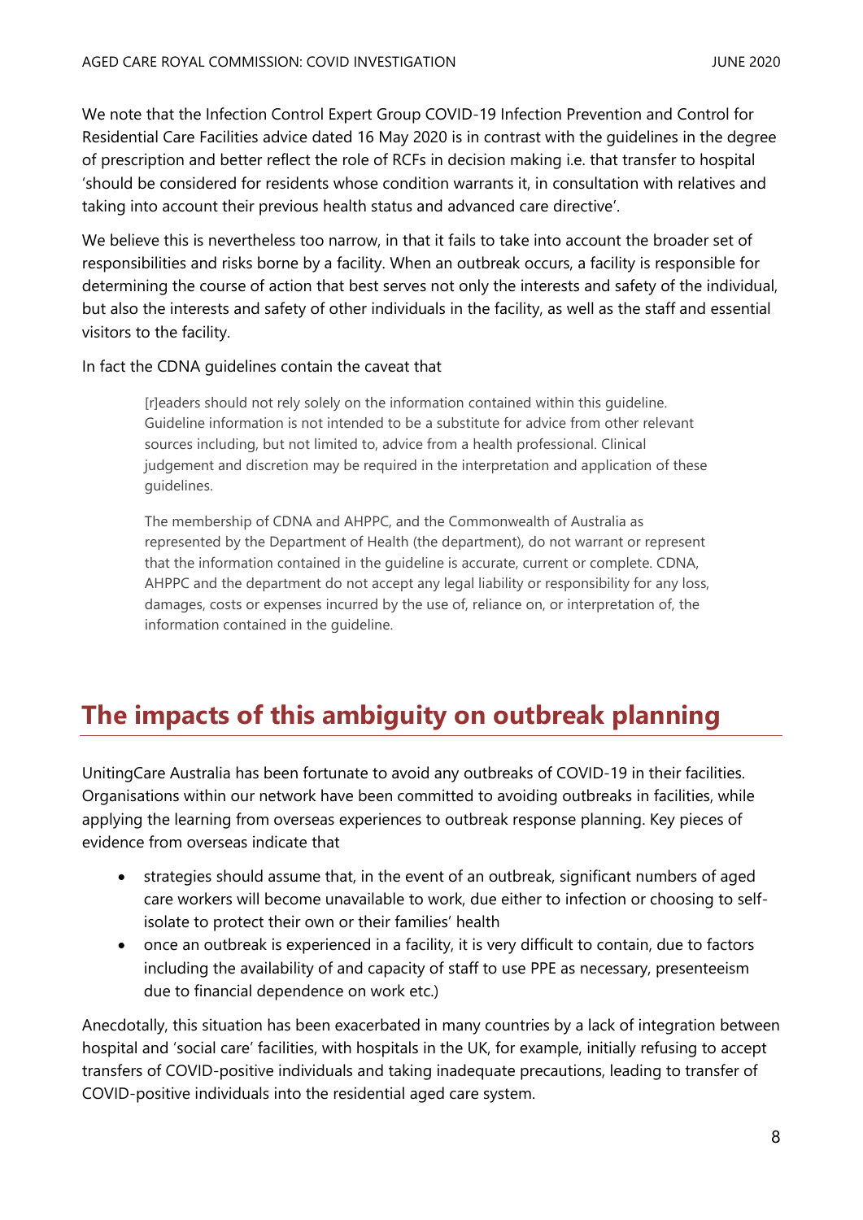We note that the Infection Control Expert Group COVID-19 Infection Prevention and Control for Residential Care Facilities advice dated 16 May 2020 is in contrast with the guidelines in the degree of prescription and better reflect the role of RCFs in decision making i.e. that transfer to hospital 'should be considered for residents whose condition warrants it, in consultation with relatives and taking into account their previous health status and advanced care directive'.

We believe this is nevertheless too narrow, in that it fails to take into account the broader set of responsibilities and risks borne by a facility. When an outbreak occurs, a facility is responsible for determining the course of action that best serves not only the interests and safety of the individual, but also the interests and safety of other individuals in the facility, as well as the staff and essential visitors to the facility.

In fact the CDNA guidelines contain the caveat that

> [r]eaders should not rely solely on the information contained within this guideline. Guideline information is not intended to be a substitute for advice from other relevant sources including, but not limited to, advice from a health professional. Clinical judgement and discretion may be required in the interpretation and application of these guidelines.
>
> The membership of CDNA and AHPPC, and the Commonwealth of Australia as represented by the Department of Health (the department), do not warrant or represent that the information contained in the guideline is accurate, current or complete. CDNA, AHPPC and the department do not accept any legal liability or responsibility for any loss, damages, costs or expenses incurred by the use of, reliance on, or interpretation of, the information contained in the guideline.

# The impacts of this ambiguity on outbreak planning

UnitingCare Australia has been fortunate to avoid any outbreaks of COVID-19 in their facilities. Organisations within our network have been committed to avoiding outbreaks in facilities, while applying the learning from overseas experiences to outbreak response planning. Key pieces of evidence from overseas indicate that

- strategies should assume that, in the event of an outbreak, significant numbers of aged care workers will become unavailable to work, due either to infection or choosing to self-isolate to protect their own or their families' health
- once an outbreak is experienced in a facility, it is very difficult to contain, due to factors including the availability of and capacity of staff to use PPE as necessary, presenteeism due to financial dependence on work etc.)

Anecdotally, this situation has been exacerbated in many countries by a lack of integration between hospital and 'social care' facilities, with hospitals in the UK, for example, initially refusing to accept transfers of COVID-positive individuals and taking inadequate precautions, leading to transfer of COVID-positive individuals into the residential aged care system.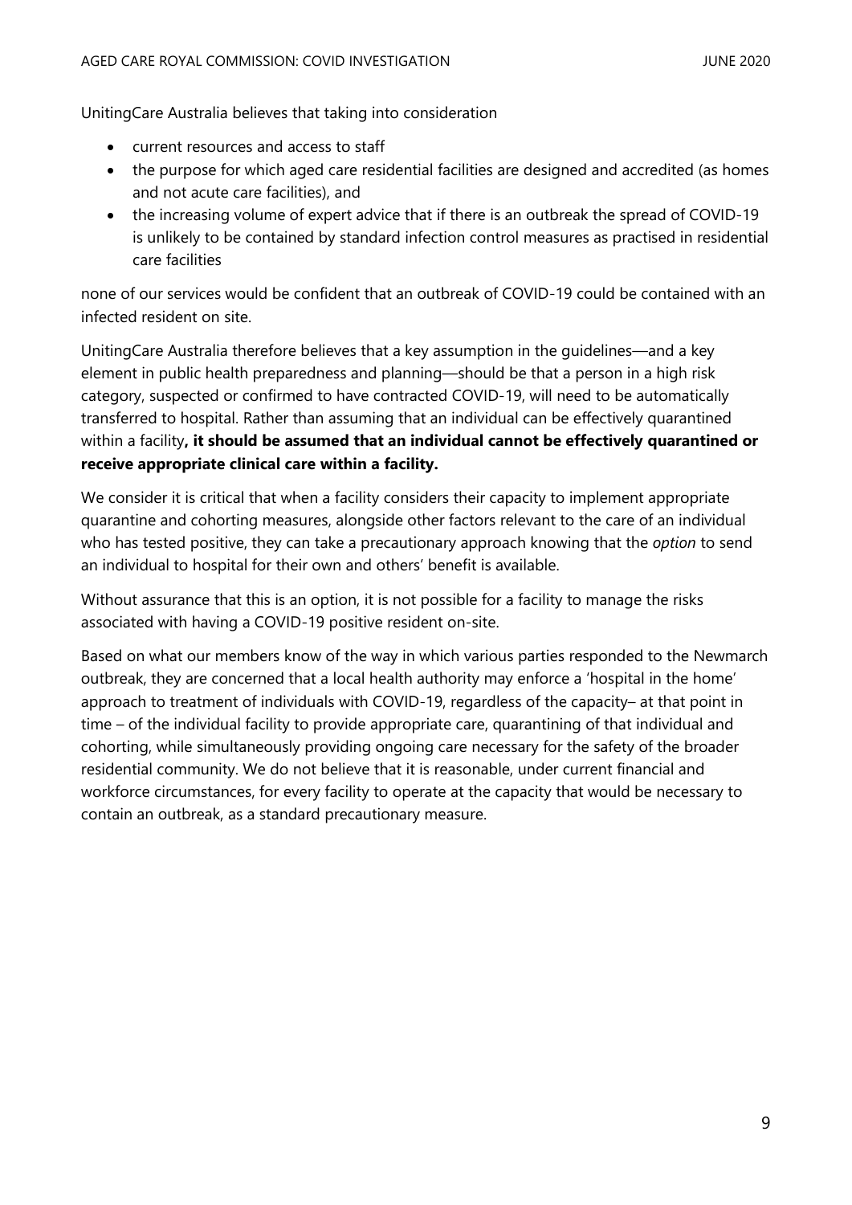UnitingCare Australia believes that taking into consideration

- current resources and access to staff
- the purpose for which aged care residential facilities are designed and accredited (as homes and not acute care facilities), and
- the increasing volume of expert advice that if there is an outbreak the spread of COVID-19 is unlikely to be contained by standard infection control measures as practised in residential care facilities

none of our services would be confident that an outbreak of COVID-19 could be contained with an infected resident on site.

UnitingCare Australia therefore believes that a key assumption in the guidelines—and a key element in public health preparedness and planning—should be that a person in a high risk category, suspected or confirmed to have contracted COVID-19, will need to be automatically transferred to hospital. Rather than assuming that an individual can be effectively quarantined within a facility**, it should be assumed that an individual cannot be effectively quarantined or receive appropriate clinical care within a facility.**

We consider it is critical that when a facility considers their capacity to implement appropriate quarantine and cohorting measures, alongside other factors relevant to the care of an individual who has tested positive, they can take a precautionary approach knowing that the *option* to send an individual to hospital for their own and others' benefit is available.

Without assurance that this is an option, it is not possible for a facility to manage the risks associated with having a COVID-19 positive resident on-site.

Based on what our members know of the way in which various parties responded to the Newmarch outbreak, they are concerned that a local health authority may enforce a 'hospital in the home' approach to treatment of individuals with COVID-19, regardless of the capacity– at that point in time – of the individual facility to provide appropriate care, quarantining of that individual and cohorting, while simultaneously providing ongoing care necessary for the safety of the broader residential community. We do not believe that it is reasonable, under current financial and workforce circumstances, for every facility to operate at the capacity that would be necessary to contain an outbreak, as a standard precautionary measure.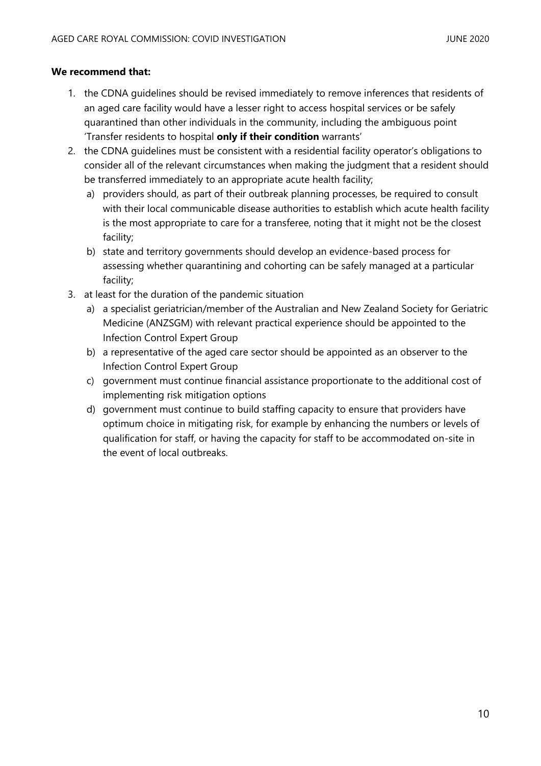**We recommend that:**

1. the CDNA guidelines should be revised immediately to remove inferences that residents of an aged care facility would have a lesser right to access hospital services or be safely quarantined than other individuals in the community, including the ambiguous point 'Transfer residents to hospital **only if their condition** warrants'
2. the CDNA guidelines must be consistent with a residential facility operator's obligations to consider all of the relevant circumstances when making the judgment that a resident should be transferred immediately to an appropriate acute health facility;
   a) providers should, as part of their outbreak planning processes, be required to consult with their local communicable disease authorities to establish which acute health facility is the most appropriate to care for a transferee, noting that it might not be the closest facility;
   b) state and territory governments should develop an evidence-based process for assessing whether quarantining and cohorting can be safely managed at a particular facility;
3. at least for the duration of the pandemic situation
   a) a specialist geriatrician/member of the Australian and New Zealand Society for Geriatric Medicine (ANZSGM) with relevant practical experience should be appointed to the Infection Control Expert Group
   b) a representative of the aged care sector should be appointed as an observer to the Infection Control Expert Group
   c) government must continue financial assistance proportionate to the additional cost of implementing risk mitigation options
   d) government must continue to build staffing capacity to ensure that providers have optimum choice in mitigating risk, for example by enhancing the numbers or levels of qualification for staff, or having the capacity for staff to be accommodated on-site in the event of local outbreaks.